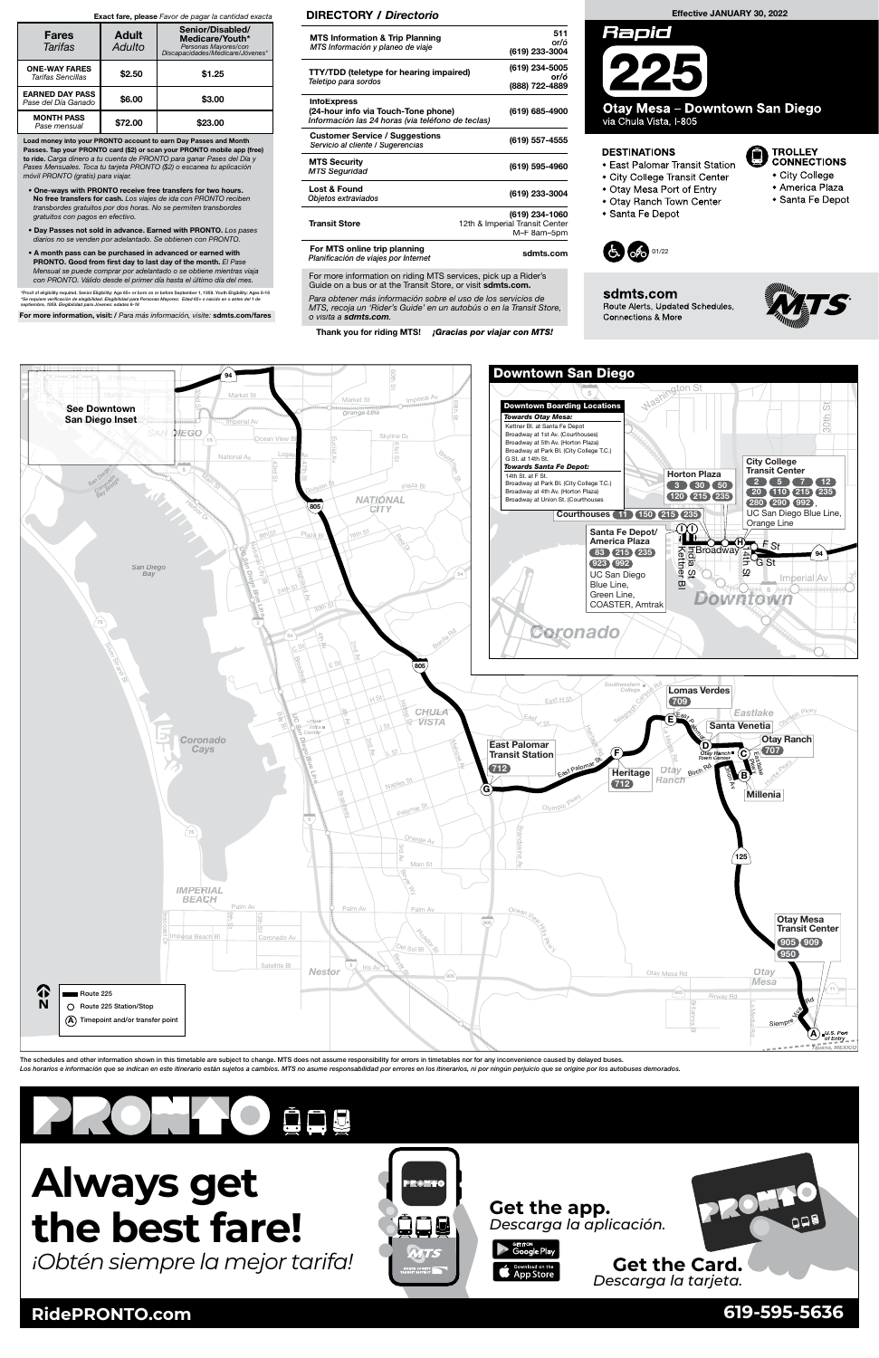**Exact fare, please** *Favor de pagar la cantidad exacta*

| Fares *Tarifas* | Adult *Adulto* | Senior/Disabled/ Medicare/Youth* *Personas Mayores/con Discapacidades/Medicare/Jóvenes** |
|---|---|---|
| **ONE-WAY FARES** *Tarifas Sencillas* | $2.50 | $1.25 |
| **EARNED DAY PASS** *Pase del Día Ganado* | $6.00 | $3.00 |
| **MONTH PASS** *Pase mensual* | $72.00 | $23.00 |

**Load money into your PRONTO account to earn Day Passes and Month Passes. Tap your PRONTO card ($2) or scan your PRONTO mobile app (free) to ride.** *Carga dinero a tu cuenta de PRONTO para ganar Pases del Día y Pases Mensuales. Toca tu tarjeta PRONTO ($2) o escanea tu aplicación móvil PRONTO (gratis) para viajar.*

- **One-ways with PRONTO receive free transfers for two hours. No free transfers for cash.** *Los viajes de ida con PRONTO reciben transbordes gratuitos por dos horas. No se permiten transbordes gratuitos con pagos en efectivo.*
- **Day Passes not sold in advance. Earned with PRONTO.** *Los pases diarios no se venden por adelantado. Se obtienen con PRONTO.*
- **A month pass can be purchased in advanced or earned with PRONTO. Good from first day to last day of the month.** *El Pase Mensual se puede comprar por adelantado o se obtiene mientras viaja con PRONTO. Válido desde el primer día hasta el último día del mes.*

*Proof of eligibility required. Senior Eligibility: Age 65+ or born on or before September 1, 1959. Youth Eligibility: Ages 6-18
*Se requiere verificación de elegibilidad. Elegibilidad para Personas Mayores: Edad 65+ o nacido en o antes del 1 de septiembre, 1959. Elegibilidad para Jóvenes: edades 6-18

**For more information, visit:** / *Para más información, visite:* **sdmts.com/fares**

## DIRECTORY / *Directorio*

| | |
|---|---|
| **MTS Information & Trip Planning** *MTS Información y planeo de viaje* | **511** *or/ó* **(619) 233-3004** |
| **TTY/TDD (teletype for hearing impaired)** *Teletipo para sordos* | **(619) 234-5005** *or/ó* **(888) 722-4889** |
| **InfoExpress (24-hour info via Touch-Tone phone)** *Información las 24 horas (via teléfono de teclas)* | **(619) 685-4900** |
| **Customer Service / Suggestions** *Servicio al cliente / Sugerencias* | **(619) 557-4555** |
| **MTS Security** *MTS Seguridad* | **(619) 595-4960** |
| **Lost & Found** *Objetos extraviados* | **(619) 233-3004** |
| **Transit Store** | **(619) 234-1060** 12th & Imperial Transit Center M–F 8am–5pm |
| **For MTS online trip planning** *Planificación de viajes por Internet* | **sdmts.com** |

For more information on riding MTS services, pick up a Rider's Guide on a bus or at the Transit Store, or visit **sdmts.com.**

*Para obtener más información sobre el uso de los servicios de MTS, recoja un 'Rider's Guide' en un autobús o en la Transit Store, o visita a sdmts.com.*

**Thank you for riding MTS!** ***¡Gracias por viajar con MTS!***

**Effective JANUARY 30, 2022**

# Rapid 225

## Otay Mesa – Downtown San Diego

via Chula Vista, I-805

### DESTINATIONS

- East Palomar Transit Station
- City College Transit Center
- Otay Mesa Port of Entry
- Otay Ranch Town Center
- Santa Fe Depot

### TROLLEY CONNECTIONS

- City College
- America Plaza
- Santa Fe Depot

01/22

**sdmts.com**
Route Alerts, Updated Schedules, Connections & More

## Downtown San Diego

**Downtown Boarding Locations**

***Towards Otay Mesa:***
Kettner Bl. at Santa Fe Depot
Broadway at 1st Av. (Courthouses)
Broadway at 5th Av. (Horton Plaza)
Broadway at Park Bl. (City College T.C.)
G St. at 14th St.

***Towards Santa Fe Depot:***
14th St. at F St.
Broadway at Park Bl. (City College T.C.)
Broadway at 4th Av. (Horton Plaza)
Broadway at Union St. (Courthouses)

- **Horton Plaza:** 3, 30, 50, 120, 215, 235
- **City College Transit Center:** 2, 5, 7, 12, 20, 110, 215, 235, 280, 290, 992, UC San Diego Blue Line, Orange Line
- **Courthouses:** 11, 150, 215, 235
- **Santa Fe Depot/ America Plaza:** 83, 215, 235, 923, 992, UC San Diego Blue Line, Green Line, COASTER, Amtrak

**Timepoints and transfer points:**

- **A** U.S. Port of Entry
- **B** Millenia
- **C** Otay Ranch: 707
- **D** Otay Ranch Town Center
- **E** Santa Venetia; Lomas Verdes: 709
- **F** Heritage: 712
- **G** East Palomar Transit Station: 712
- **H** City College Transit Center
- **I** Santa Fe Depot / Courthouses
- Otay Mesa Transit Center: 905, 909, 950

Legend: Route 225 — Route 225 Station/Stop — (A) Timepoint and/or transfer point

The schedules and other information shown in this timetable are subject to change. MTS does not assume responsibility for errors in timetables nor for any inconvenience caused by delayed buses.
*Los horarios e información que se indican en este itinerario están sujetos a cambios. MTS no asume responsabilidad por errores en los itinerarios, ni por ningún perjuicio que se origine por los autobuses demorados.*

# PRONTO

# Always get the best fare!

*¡Obtén siempre la mejor tarifa!*

**Get the app.** *Descarga la aplicación.*

**Get the Card.** *Descarga la tarjeta.*

**RidePRONTO.com** **619-595-5636**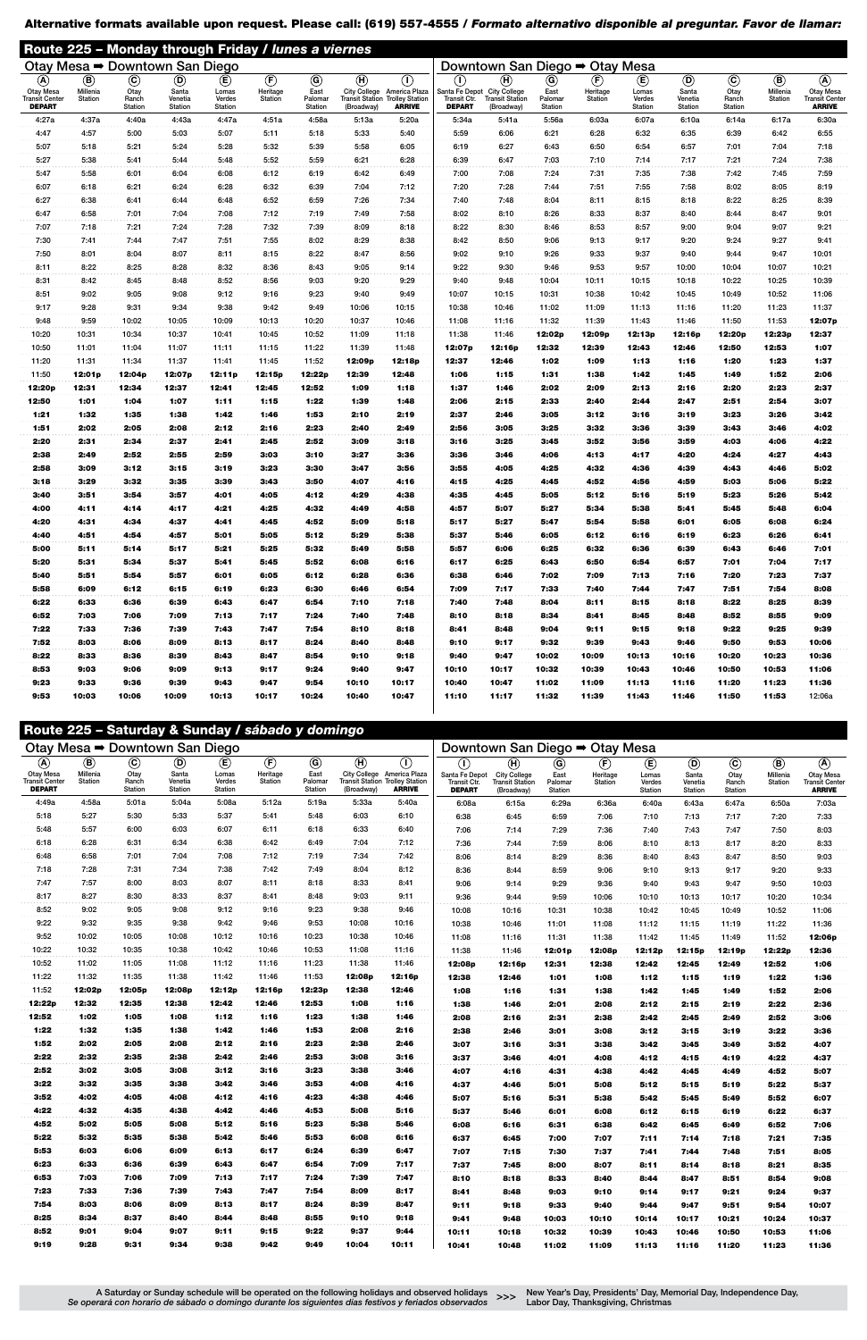Alternative formats available upon request. Please call: (619) 557-4555 / *Formato alternativo disponible al preguntar. Favor de llamar:*

## Route 225 – Monday through Friday / *lunes a viernes*

### Otay Mesa ➡ Downtown San Diego

| Ⓐ Otay Mesa Transit Center DEPART | Ⓑ Millenia Station | Ⓒ Otay Ranch Station | Ⓓ Santa Venetia Station | Ⓔ Lomas Verdes Station | Ⓕ Heritage Station | Ⓖ East Palomar Station | Ⓗ City College Transit Station (Broadway) | Ⓘ America Plaza Trolley Station ARRIVE |
|---|---|---|---|---|---|---|---|---|
| 4:27a | 4:37a | 4:40a | 4:43a | 4:47a | 4:51a | 4:58a | 5:13a | 5:20a |
| 4:47 | 4:57 | 5:00 | 5:03 | 5:07 | 5:11 | 5:18 | 5:33 | 5:40 |
| 5:07 | 5:18 | 5:21 | 5:24 | 5:28 | 5:32 | 5:39 | 5:58 | 6:05 |
| 5:27 | 5:38 | 5:41 | 5:44 | 5:48 | 5:52 | 5:59 | 6:21 | 6:28 |
| 5:47 | 5:58 | 6:01 | 6:04 | 6:08 | 6:12 | 6:19 | 6:42 | 6:49 |
| 6:07 | 6:18 | 6:21 | 6:24 | 6:28 | 6:32 | 6:39 | 7:04 | 7:12 |
| 6:27 | 6:38 | 6:41 | 6:44 | 6:48 | 6:52 | 6:59 | 7:26 | 7:34 |
| 6:47 | 6:58 | 7:01 | 7:04 | 7:08 | 7:12 | 7:19 | 7:49 | 7:58 |
| 7:07 | 7:18 | 7:21 | 7:24 | 7:28 | 7:32 | 7:39 | 8:09 | 8:18 |
| 7:30 | 7:41 | 7:44 | 7:47 | 7:51 | 7:55 | 8:02 | 8:29 | 8:38 |
| 7:50 | 8:01 | 8:04 | 8:07 | 8:11 | 8:15 | 8:22 | 8:47 | 8:56 |
| 8:11 | 8:22 | 8:25 | 8:28 | 8:32 | 8:36 | 8:43 | 9:05 | 9:14 |
| 8:31 | 8:42 | 8:45 | 8:48 | 8:52 | 8:56 | 9:03 | 9:20 | 9:29 |
| 8:51 | 9:02 | 9:05 | 9:08 | 9:12 | 9:16 | 9:23 | 9:40 | 9:49 |
| 9:17 | 9:28 | 9:31 | 9:34 | 9:38 | 9:42 | 9:49 | 10:06 | 10:15 |
| 9:48 | 9:59 | 10:02 | 10:05 | 10:09 | 10:13 | 10:20 | 10:37 | 10:46 |
| 10:20 | 10:31 | 10:34 | 10:37 | 10:41 | 10:45 | 10:52 | 11:09 | 11:18 |
| 10:50 | 11:01 | 11:04 | 11:07 | 11:11 | 11:15 | 11:22 | 11:39 | 11:48 |
| 11:20 | 11:31 | 11:34 | 11:37 | 11:41 | 11:45 | 11:52 | **12:09p** | **12:18p** |
| 11:50 | **12:01p** | **12:04p** | **12:07p** | **12:11p** | **12:15p** | **12:22p** | **12:39** | **12:48** |
| **12:20p** | **12:31** | **12:34** | **12:37** | **12:41** | **12:45** | **12:52** | **1:09** | **1:18** |
| **12:50** | **1:01** | **1:04** | **1:07** | **1:11** | **1:15** | **1:22** | **1:39** | **1:48** |
| **1:21** | **1:32** | **1:35** | **1:38** | **1:42** | **1:46** | **1:53** | **2:10** | **2:19** |
| **1:51** | **2:02** | **2:05** | **2:08** | **2:12** | **2:16** | **2:23** | **2:40** | **2:49** |
| **2:20** | **2:31** | **2:34** | **2:37** | **2:41** | **2:45** | **2:52** | **3:09** | **3:18** |
| **2:38** | **2:49** | **2:52** | **2:55** | **2:59** | **3:03** | **3:10** | **3:27** | **3:36** |
| **2:58** | **3:09** | **3:12** | **3:15** | **3:19** | **3:23** | **3:30** | **3:47** | **3:56** |
| **3:18** | **3:29** | **3:32** | **3:35** | **3:39** | **3:43** | **3:50** | **4:07** | **4:16** |
| **3:40** | **3:51** | **3:54** | **3:57** | **4:01** | **4:05** | **4:12** | **4:29** | **4:38** |
| **4:00** | **4:11** | **4:14** | **4:17** | **4:21** | **4:25** | **4:32** | **4:49** | **4:58** |
| **4:20** | **4:31** | **4:34** | **4:37** | **4:41** | **4:45** | **4:52** | **5:09** | **5:18** |
| **4:40** | **4:51** | **4:54** | **4:57** | **5:01** | **5:05** | **5:12** | **5:29** | **5:38** |
| **5:00** | **5:11** | **5:14** | **5:17** | **5:21** | **5:25** | **5:32** | **5:49** | **5:58** |
| **5:20** | **5:31** | **5:34** | **5:37** | **5:41** | **5:45** | **5:52** | **6:08** | **6:16** |
| **5:40** | **5:51** | **5:54** | **5:57** | **6:01** | **6:05** | **6:12** | **6:28** | **6:36** |
| **5:58** | **6:09** | **6:12** | **6:15** | **6:19** | **6:23** | **6:30** | **6:46** | **6:54** |
| **6:22** | **6:33** | **6:36** | **6:39** | **6:43** | **6:47** | **6:54** | **7:10** | **7:18** |
| **6:52** | **7:03** | **7:06** | **7:09** | **7:13** | **7:17** | **7:24** | **7:40** | **7:48** |
| **7:22** | **7:33** | **7:36** | **7:39** | **7:43** | **7:47** | **7:54** | **8:10** | **8:18** |
| **7:52** | **8:03** | **8:06** | **8:09** | **8:13** | **8:17** | **8:24** | **8:40** | **8:48** |
| **8:22** | **8:33** | **8:36** | **8:39** | **8:43** | **8:47** | **8:54** | **9:10** | **9:18** |
| **8:53** | **9:03** | **9:06** | **9:09** | **9:13** | **9:17** | **9:24** | **9:40** | **9:47** |
| **9:23** | **9:33** | **9:36** | **9:39** | **9:43** | **9:47** | **9:54** | **10:10** | **10:17** |
| **9:53** | **10:03** | **10:06** | **10:09** | **10:13** | **10:17** | **10:24** | **10:40** | **10:47** |

### Downtown San Diego ➡ Otay Mesa

| Ⓘ Santa Fe Depot Transit Ctr. DEPART | Ⓗ City College Transit Station (Broadway) | Ⓖ East Palomar Station | Ⓕ Heritage Station | Ⓔ Lomas Verdes Station | Ⓓ Santa Venetia Station | Ⓒ Otay Ranch Station | Ⓑ Millenia Station | Ⓐ Otay Mesa Transit Center ARRIVE |
|---|---|---|---|---|---|---|---|---|
| 5:34a | 5:41a | 5:56a | 6:03a | 6:07a | 6:10a | 6:14a | 6:17a | 6:30a |
| 5:59 | 6:06 | 6:21 | 6:28 | 6:32 | 6:35 | 6:39 | 6:42 | 6:55 |
| 6:19 | 6:27 | 6:43 | 6:50 | 6:54 | 6:57 | 7:01 | 7:04 | 7:18 |
| 6:39 | 6:47 | 7:03 | 7:10 | 7:14 | 7:17 | 7:21 | 7:24 | 7:38 |
| 7:00 | 7:08 | 7:24 | 7:31 | 7:35 | 7:38 | 7:42 | 7:45 | 7:59 |
| 7:20 | 7:28 | 7:44 | 7:51 | 7:55 | 7:58 | 8:02 | 8:05 | 8:19 |
| 7:40 | 7:48 | 8:04 | 8:11 | 8:15 | 8:18 | 8:22 | 8:25 | 8:39 |
| 8:02 | 8:10 | 8:26 | 8:33 | 8:37 | 8:40 | 8:44 | 8:47 | 9:01 |
| 8:22 | 8:30 | 8:46 | 8:53 | 8:57 | 9:00 | 9:04 | 9:07 | 9:21 |
| 8:42 | 8:50 | 9:06 | 9:13 | 9:17 | 9:20 | 9:24 | 9:27 | 9:41 |
| 9:02 | 9:10 | 9:26 | 9:33 | 9:37 | 9:40 | 9:44 | 9:47 | 10:01 |
| 9:22 | 9:30 | 9:46 | 9:53 | 9:57 | 10:00 | 10:04 | 10:07 | 10:21 |
| 9:40 | 9:48 | 10:04 | 10:11 | 10:15 | 10:18 | 10:22 | 10:25 | 10:39 |
| 10:07 | 10:15 | 10:31 | 10:38 | 10:42 | 10:45 | 10:49 | 10:52 | 11:06 |
| 10:38 | 10:46 | 11:02 | 11:09 | 11:13 | 11:16 | 11:20 | 11:23 | 11:37 |
| 11:08 | 11:16 | 11:32 | 11:39 | 11:43 | 11:46 | 11:50 | 11:53 | **12:07p** |
| 11:38 | 11:46 | **12:02p** | **12:09p** | **12:13p** | **12:16p** | **12:20p** | **12:23p** | **12:37** |
| **12:07p** | **12:16p** | **12:32** | **12:39** | **12:43** | **12:46** | **12:50** | **12:53** | **1:07** |
| **12:37** | **12:46** | **1:02** | **1:09** | **1:13** | **1:16** | **1:20** | **1:23** | **1:37** |
| **1:06** | **1:15** | **1:31** | **1:38** | **1:42** | **1:45** | **1:49** | **1:52** | **2:06** |
| **1:37** | **1:46** | **2:02** | **2:09** | **2:13** | **2:16** | **2:20** | **2:23** | **2:37** |
| **2:06** | **2:15** | **2:33** | **2:40** | **2:44** | **2:47** | **2:51** | **2:54** | **3:07** |
| **2:37** | **2:46** | **3:05** | **3:12** | **3:16** | **3:19** | **3:23** | **3:26** | **3:42** |
| **2:56** | **3:05** | **3:25** | **3:32** | **3:36** | **3:39** | **3:43** | **3:46** | **4:02** |
| **3:16** | **3:25** | **3:45** | **3:52** | **3:56** | **3:59** | **4:03** | **4:06** | **4:22** |
| **3:36** | **3:46** | **4:06** | **4:13** | **4:17** | **4:20** | **4:24** | **4:27** | **4:43** |
| **3:55** | **4:05** | **4:25** | **4:32** | **4:36** | **4:39** | **4:43** | **4:46** | **5:02** |
| **4:15** | **4:25** | **4:45** | **4:52** | **4:56** | **4:59** | **5:03** | **5:06** | **5:22** |
| **4:35** | **4:45** | **5:05** | **5:12** | **5:16** | **5:19** | **5:23** | **5:26** | **5:42** |
| **4:57** | **5:07** | **5:27** | **5:34** | **5:38** | **5:41** | **5:45** | **5:48** | **6:04** |
| **5:17** | **5:27** | **5:47** | **5:54** | **5:58** | **6:01** | **6:05** | **6:08** | **6:24** |
| **5:37** | **5:46** | **6:05** | **6:12** | **6:16** | **6:19** | **6:23** | **6:26** | **6:41** |
| **5:57** | **6:06** | **6:25** | **6:32** | **6:36** | **6:39** | **6:43** | **6:46** | **7:01** |
| **6:17** | **6:25** | **6:43** | **6:50** | **6:54** | **6:57** | **7:01** | **7:04** | **7:17** |
| **6:38** | **6:46** | **7:02** | **7:09** | **7:13** | **7:16** | **7:20** | **7:23** | **7:37** |
| **7:09** | **7:17** | **7:33** | **7:40** | **7:44** | **7:47** | **7:51** | **7:54** | **8:08** |
| **7:40** | **7:48** | **8:04** | **8:11** | **8:15** | **8:18** | **8:22** | **8:25** | **8:39** |
| **8:10** | **8:18** | **8:34** | **8:41** | **8:45** | **8:48** | **8:52** | **8:55** | **9:09** |
| **8:41** | **8:48** | **9:04** | **9:11** | **9:15** | **9:18** | **9:22** | **9:25** | **9:39** |
| **9:10** | **9:17** | **9:32** | **9:39** | **9:43** | **9:46** | **9:50** | **9:53** | **10:06** |
| **9:40** | **9:47** | **10:02** | **10:09** | **10:13** | **10:16** | **10:20** | **10:23** | **10:36** |
| **10:10** | **10:17** | **10:32** | **10:39** | **10:43** | **10:46** | **10:50** | **10:53** | **11:06** |
| **10:40** | **10:47** | **11:02** | **11:09** | **11:13** | **11:16** | **11:20** | **11:23** | **11:36** |
| **11:10** | **11:17** | **11:32** | **11:39** | **11:43** | **11:46** | **11:50** | **11:53** | 12:06a |

## Route 225 – Saturday & Sunday / *sábado y domingo*

### Otay Mesa ➡ Downtown San Diego

| Ⓐ Otay Mesa Transit Center DEPART | Ⓑ Millenia Station | Ⓒ Otay Ranch Station | Ⓓ Santa Venetia Station | Ⓔ Lomas Verdes Station | Ⓕ Heritage Station | Ⓖ East Palomar Station | Ⓗ City College Transit Station (Broadway) | Ⓘ America Plaza Trolley Station ARRIVE |
|---|---|---|---|---|---|---|---|---|
| 4:49a | 4:58a | 5:01a | 5:04a | 5:08a | 5:12a | 5:19a | 5:33a | 5:40a |
| 5:18 | 5:27 | 5:30 | 5:33 | 5:37 | 5:41 | 5:48 | 6:03 | 6:10 |
| 5:48 | 5:57 | 6:00 | 6:03 | 6:07 | 6:11 | 6:18 | 6:33 | 6:40 |
| 6:18 | 6:28 | 6:31 | 6:34 | 6:38 | 6:42 | 6:49 | 7:04 | 7:12 |
| 6:48 | 6:58 | 7:01 | 7:04 | 7:08 | 7:12 | 7:19 | 7:34 | 7:42 |
| 7:18 | 7:28 | 7:31 | 7:34 | 7:38 | 7:42 | 7:49 | 8:04 | 8:12 |
| 7:47 | 7:57 | 8:00 | 8:03 | 8:07 | 8:11 | 8:18 | 8:33 | 8:41 |
| 8:17 | 8:27 | 8:30 | 8:33 | 8:37 | 8:41 | 8:48 | 9:03 | 9:11 |
| 8:52 | 9:02 | 9:05 | 9:08 | 9:12 | 9:16 | 9:23 | 9:38 | 9:46 |
| 9:22 | 9:32 | 9:35 | 9:38 | 9:42 | 9:46 | 9:53 | 10:08 | 10:16 |
| 9:52 | 10:02 | 10:05 | 10:08 | 10:12 | 10:16 | 10:23 | 10:38 | 10:46 |
| 10:22 | 10:32 | 10:35 | 10:38 | 10:42 | 10:46 | 10:53 | 11:08 | 11:16 |
| 10:52 | 11:02 | 11:05 | 11:08 | 11:12 | 11:16 | 11:23 | 11:38 | 11:46 |
| 11:22 | 11:32 | 11:35 | 11:38 | 11:42 | 11:46 | 11:53 | **12:08p** | **12:16p** |
| 11:52 | **12:02p** | **12:05p** | **12:08p** | **12:12p** | **12:16p** | **12:23p** | **12:38** | **12:46** |
| **12:22p** | **12:32** | **12:35** | **12:38** | **12:42** | **12:46** | **12:53** | **1:08** | **1:16** |
| **12:52** | **1:02** | **1:05** | **1:08** | **1:12** | **1:16** | **1:23** | **1:38** | **1:46** |
| **1:22** | **1:32** | **1:35** | **1:38** | **1:42** | **1:46** | **1:53** | **2:08** | **2:16** |
| **1:52** | **2:02** | **2:05** | **2:08** | **2:12** | **2:16** | **2:23** | **2:38** | **2:46** |
| **2:22** | **2:32** | **2:35** | **2:38** | **2:42** | **2:46** | **2:53** | **3:08** | **3:16** |
| **2:52** | **3:02** | **3:05** | **3:08** | **3:12** | **3:16** | **3:23** | **3:38** | **3:46** |
| **3:22** | **3:32** | **3:35** | **3:38** | **3:42** | **3:46** | **3:53** | **4:08** | **4:16** |
| **3:52** | **4:02** | **4:05** | **4:08** | **4:12** | **4:16** | **4:23** | **4:38** | **4:46** |
| **4:22** | **4:32** | **4:35** | **4:38** | **4:42** | **4:46** | **4:53** | **5:08** | **5:16** |
| **4:52** | **5:02** | **5:05** | **5:08** | **5:12** | **5:16** | **5:23** | **5:38** | **5:46** |
| **5:22** | **5:32** | **5:35** | **5:38** | **5:42** | **5:46** | **5:53** | **6:08** | **6:16** |
| **5:53** | **6:03** | **6:06** | **6:09** | **6:13** | **6:17** | **6:24** | **6:39** | **6:47** |
| **6:23** | **6:33** | **6:36** | **6:39** | **6:43** | **6:47** | **6:54** | **7:09** | **7:17** |
| **6:53** | **7:03** | **7:06** | **7:09** | **7:13** | **7:17** | **7:24** | **7:39** | **7:47** |
| **7:23** | **7:33** | **7:36** | **7:39** | **7:43** | **7:47** | **7:54** | **8:09** | **8:17** |
| **7:54** | **8:03** | **8:06** | **8:09** | **8:13** | **8:17** | **8:24** | **8:39** | **8:47** |
| **8:25** | **8:34** | **8:37** | **8:40** | **8:44** | **8:48** | **8:55** | **9:10** | **9:18** |
| **8:52** | **9:01** | **9:04** | **9:07** | **9:11** | **9:15** | **9:22** | **9:37** | **9:44** |
| **9:19** | **9:28** | **9:31** | **9:34** | **9:38** | **9:42** | **9:49** | **10:04** | **10:11** |

### Downtown San Diego ➡ Otay Mesa

| Ⓘ Santa Fe Depot Transit Ctr. DEPART | Ⓗ City College Transit Station (Broadway) | Ⓖ East Palomar Station | Ⓕ Heritage Station | Ⓔ Lomas Verdes Station | Ⓓ Santa Venetia Station | Ⓒ Otay Ranch Station | Ⓑ Millenia Station | Ⓐ Otay Mesa Transit Center ARRIVE |
|---|---|---|---|---|---|---|---|---|
| 6:08a | 6:15a | 6:29a | 6:36a | 6:40a | 6:43a | 6:47a | 6:50a | 7:03a |
| 6:38 | 6:45 | 6:59 | 7:06 | 7:10 | 7:13 | 7:17 | 7:20 | 7:33 |
| 7:06 | 7:14 | 7:29 | 7:36 | 7:40 | 7:43 | 7:47 | 7:50 | 8:03 |
| 7:36 | 7:44 | 7:59 | 8:06 | 8:10 | 8:13 | 8:17 | 8:20 | 8:33 |
| 8:06 | 8:14 | 8:29 | 8:36 | 8:40 | 8:43 | 8:47 | 8:50 | 9:03 |
| 8:36 | 8:44 | 8:59 | 9:06 | 9:10 | 9:13 | 9:17 | 9:20 | 9:33 |
| 9:06 | 9:14 | 9:29 | 9:36 | 9:40 | 9:43 | 9:47 | 9:50 | 10:03 |
| 9:36 | 9:44 | 9:59 | 10:06 | 10:10 | 10:13 | 10:17 | 10:20 | 10:34 |
| 10:08 | 10:16 | 10:31 | 10:38 | 10:42 | 10:45 | 10:49 | 10:52 | 11:06 |
| 10:38 | 10:46 | 11:01 | 11:08 | 11:12 | 11:15 | 11:19 | 11:22 | 11:36 |
| 11:08 | 11:16 | 11:31 | 11:38 | 11:42 | 11:45 | 11:49 | 11:52 | **12:06p** |
| 11:38 | 11:46 | **12:01p** | **12:08p** | **12:12p** | **12:15p** | **12:19p** | **12:22p** | **12:36** |
| **12:08p** | **12:16p** | **12:31** | **12:38** | **12:42** | **12:45** | **12:49** | **12:52** | **1:06** |
| **12:38** | **12:46** | **1:01** | **1:08** | **1:12** | **1:15** | **1:19** | **1:22** | **1:36** |
| **1:08** | **1:16** | **1:31** | **1:38** | **1:42** | **1:45** | **1:49** | **1:52** | **2:06** |
| **1:38** | **1:46** | **2:01** | **2:08** | **2:12** | **2:15** | **2:19** | **2:22** | **2:36** |
| **2:08** | **2:16** | **2:31** | **2:38** | **2:42** | **2:45** | **2:49** | **2:52** | **3:06** |
| **2:38** | **2:46** | **3:01** | **3:08** | **3:12** | **3:15** | **3:19** | **3:22** | **3:36** |
| **3:07** | **3:16** | **3:31** | **3:38** | **3:42** | **3:45** | **3:49** | **3:52** | **4:07** |
| **3:37** | **3:46** | **4:01** | **4:08** | **4:12** | **4:15** | **4:19** | **4:22** | **4:37** |
| **4:07** | **4:16** | **4:31** | **4:38** | **4:42** | **4:45** | **4:49** | **4:52** | **5:07** |
| **4:37** | **4:46** | **5:01** | **5:08** | **5:12** | **5:15** | **5:19** | **5:22** | **5:37** |
| **5:07** | **5:16** | **5:31** | **5:38** | **5:42** | **5:45** | **5:49** | **5:52** | **6:07** |
| **5:37** | **5:46** | **6:01** | **6:08** | **6:12** | **6:15** | **6:19** | **6:22** | **6:37** |
| **6:08** | **6:16** | **6:31** | **6:38** | **6:42** | **6:45** | **6:49** | **6:52** | **7:06** |
| **6:37** | **6:45** | **7:00** | **7:07** | **7:11** | **7:14** | **7:18** | **7:21** | **7:35** |
| **7:07** | **7:15** | **7:30** | **7:37** | **7:41** | **7:44** | **7:48** | **7:51** | **8:05** |
| **7:37** | **7:45** | **8:00** | **8:07** | **8:11** | **8:14** | **8:18** | **8:21** | **8:35** |
| **8:10** | **8:18** | **8:33** | **8:40** | **8:44** | **8:47** | **8:51** | **8:54** | **9:08** |
| **8:41** | **8:48** | **9:03** | **9:10** | **9:14** | **9:17** | **9:21** | **9:24** | **9:37** |
| **9:11** | **9:18** | **9:33** | **9:40** | **9:44** | **9:47** | **9:51** | **9:54** | **10:07** |
| **9:41** | **9:48** | **10:03** | **10:10** | **10:14** | **10:17** | **10:21** | **10:24** | **10:37** |
| **10:11** | **10:18** | **10:32** | **10:39** | **10:43** | **10:46** | **10:50** | **10:53** | **11:06** |
| **10:41** | **10:48** | **11:02** | **11:09** | **11:13** | **11:16** | **11:20** | **11:23** | **11:36** |

A Saturday or Sunday schedule will be operated on the following holidays and observed holidays >>> New Year's Day, Presidents' Day, Memorial Day, Independence Day, Labor Day, Thanksgiving, Christmas

*Se operará con horario de sábado o domingo durante los siguientes días festivos y feriados observados*